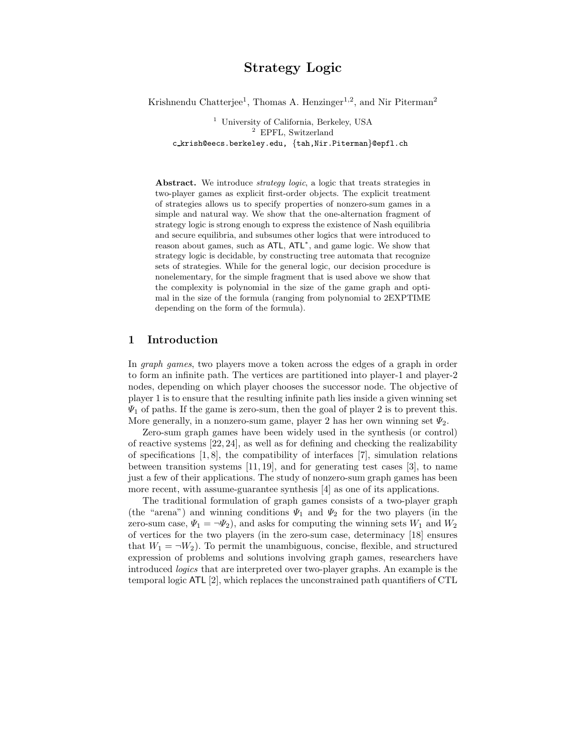# Strategy Logic

Krishnendu Chatterjee[1], Thomas A. Henzinger[1,2], and Nir Piterman[2]

[1] University of California, Berkeley, USA
[2] EPFL, Switzerland
c_krish@eecs.berkeley.edu, {tah,Nir.Piterman}@epfl.ch

**Abstract.** We introduce *strategy logic*, a logic that treats strategies in two-player games as explicit first-order objects. The explicit treatment of strategies allows us to specify properties of nonzero-sum games in a simple and natural way. We show that the one-alternation fragment of strategy logic is strong enough to express the existence of Nash equilibria and secure equilibria, and subsumes other logics that were introduced to reason about games, such as ATL, ATL*, and game logic. We show that strategy logic is decidable, by constructing tree automata that recognize sets of strategies. While for the general logic, our decision procedure is nonelementary, for the simple fragment that is used above we show that the complexity is polynomial in the size of the game graph and optimal in the size of the formula (ranging from polynomial to 2EXPTIME depending on the form of the formula).

## 1 Introduction

In *graph games*, two players move a token across the edges of a graph in order to form an infinite path. The vertices are partitioned into player-1 and player-2 nodes, depending on which player chooses the successor node. The objective of player 1 is to ensure that the resulting infinite path lies inside a given winning set $\Psi_1$ of paths. If the game is zero-sum, then the goal of player 2 is to prevent this. More generally, in a nonzero-sum game, player 2 has her own winning set $\Psi_2$.

Zero-sum graph games have been widely used in the synthesis (or control) of reactive systems [22, 24], as well as for defining and checking the realizability of specifications [1, 8], the compatibility of interfaces [7], simulation relations between transition systems [11, 19], and for generating test cases [3], to name just a few of their applications. The study of nonzero-sum graph games has been more recent, with assume-guarantee synthesis [4] as one of its applications.

The traditional formulation of graph games consists of a two-player graph (the "arena") and winning conditions $\Psi_1$ and $\Psi_2$ for the two players (in the zero-sum case, $\Psi_1 = \neg\Psi_2$), and asks for computing the winning sets $W_1$ and $W_2$ of vertices for the two players (in the zero-sum case, determinacy [18] ensures that $W_1 = \neg W_2$). To permit the unambiguous, concise, flexible, and structured expression of problems and solutions involving graph games, researchers have introduced *logics* that are interpreted over two-player graphs. An example is the temporal logic ATL [2], which replaces the unconstrained path quantifiers of CTL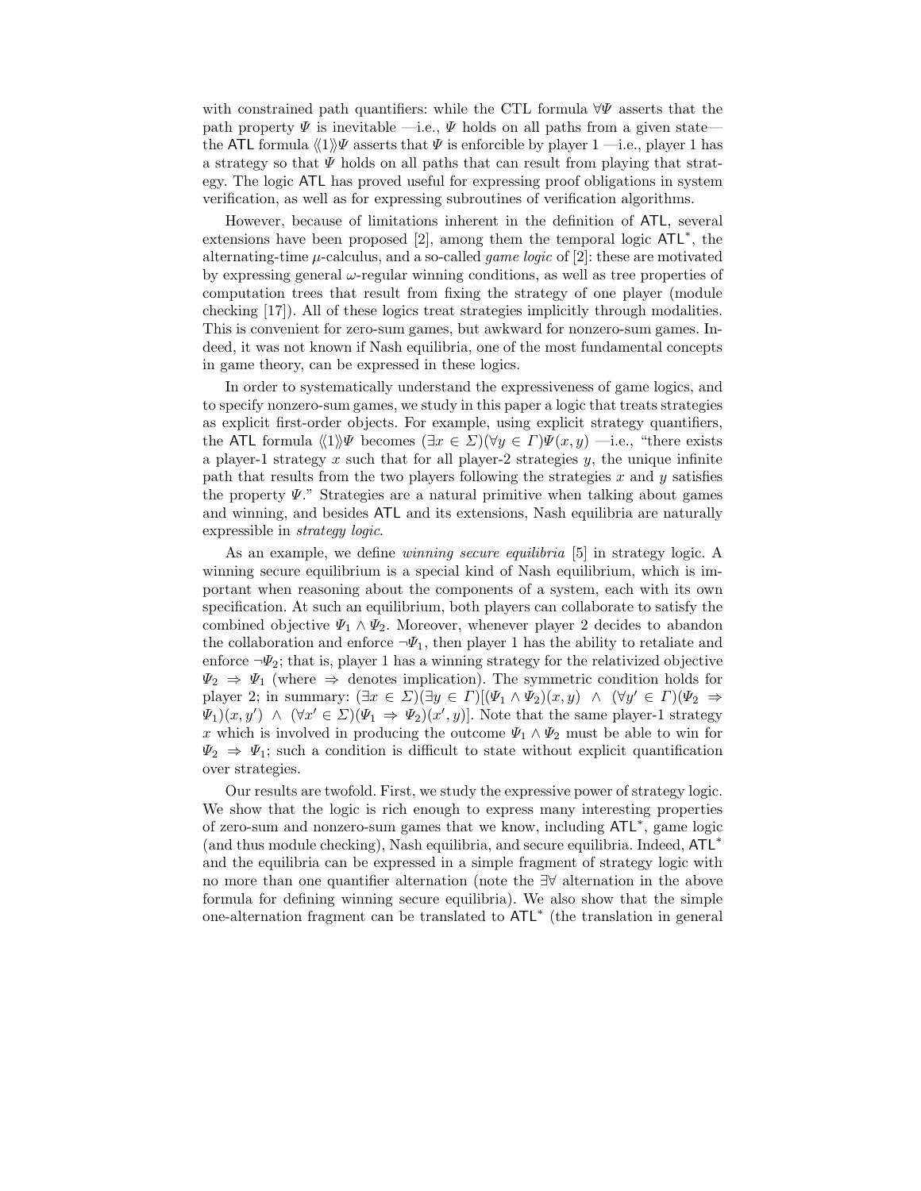with constrained path quantifiers: while the CTL formula $\forall\Psi$ asserts that the path property $\Psi$ is inevitable —i.e., $\Psi$ holds on all paths from a given state— the ATL formula $\langle\langle 1\rangle\rangle\Psi$ asserts that $\Psi$ is enforcible by player 1 —i.e., player 1 has a strategy so that $\Psi$ holds on all paths that can result from playing that strategy. The logic ATL has proved useful for expressing proof obligations in system verification, as well as for expressing subroutines of verification algorithms.

However, because of limitations inherent in the definition of ATL, several extensions have been proposed [2], among them the temporal logic ATL*, the alternating-time $\mu$-calculus, and a so-called *game logic* of [2]: these are motivated by expressing general $\omega$-regular winning conditions, as well as tree properties of computation trees that result from fixing the strategy of one player (module checking [17]). All of these logics treat strategies implicitly through modalities. This is convenient for zero-sum games, but awkward for nonzero-sum games. Indeed, it was not known if Nash equilibria, one of the most fundamental concepts in game theory, can be expressed in these logics.

In order to systematically understand the expressiveness of game logics, and to specify nonzero-sum games, we study in this paper a logic that treats strategies as explicit first-order objects. For example, using explicit strategy quantifiers, the ATL formula $\langle\langle 1\rangle\rangle\Psi$ becomes $(\exists x \in \Sigma)(\forall y \in \Gamma)\Psi(x, y)$ —i.e., "there exists a player-1 strategy $x$ such that for all player-2 strategies $y$, the unique infinite path that results from the two players following the strategies $x$ and $y$ satisfies the property $\Psi$." Strategies are a natural primitive when talking about games and winning, and besides ATL and its extensions, Nash equilibria are naturally expressible in *strategy logic*.

As an example, we define *winning secure equilibria* [5] in strategy logic. A winning secure equilibrium is a special kind of Nash equilibrium, which is important when reasoning about the components of a system, each with its own specification. At such an equilibrium, both players can collaborate to satisfy the combined objective $\Psi_1 \wedge \Psi_2$. Moreover, whenever player 2 decides to abandon the collaboration and enforce $\neg\Psi_1$, then player 1 has the ability to retaliate and enforce $\neg\Psi_2$; that is, player 1 has a winning strategy for the relativized objective $\Psi_2 \Rightarrow \Psi_1$ (where $\Rightarrow$ denotes implication). The symmetric condition holds for player 2; in summary: $(\exists x \in \Sigma)(\exists y \in \Gamma)[(\Psi_1 \wedge \Psi_2)(x, y) \;\wedge\; (\forall y' \in \Gamma)(\Psi_2 \Rightarrow \Psi_1)(x, y') \;\wedge\; (\forall x' \in \Sigma)(\Psi_1 \Rightarrow \Psi_2)(x', y)]$. Note that the same player-1 strategy $x$ which is involved in producing the outcome $\Psi_1 \wedge \Psi_2$ must be able to win for $\Psi_2 \Rightarrow \Psi_1$; such a condition is difficult to state without explicit quantification over strategies.

Our results are twofold. First, we study the expressive power of strategy logic. We show that the logic is rich enough to express many interesting properties of zero-sum and nonzero-sum games that we know, including ATL*, game logic (and thus module checking), Nash equilibria, and secure equilibria. Indeed, ATL* and the equilibria can be expressed in a simple fragment of strategy logic with no more than one quantifier alternation (note the $\exists\forall$ alternation in the above formula for defining winning secure equilibria). We also show that the simple one-alternation fragment can be translated to ATL* (the translation in general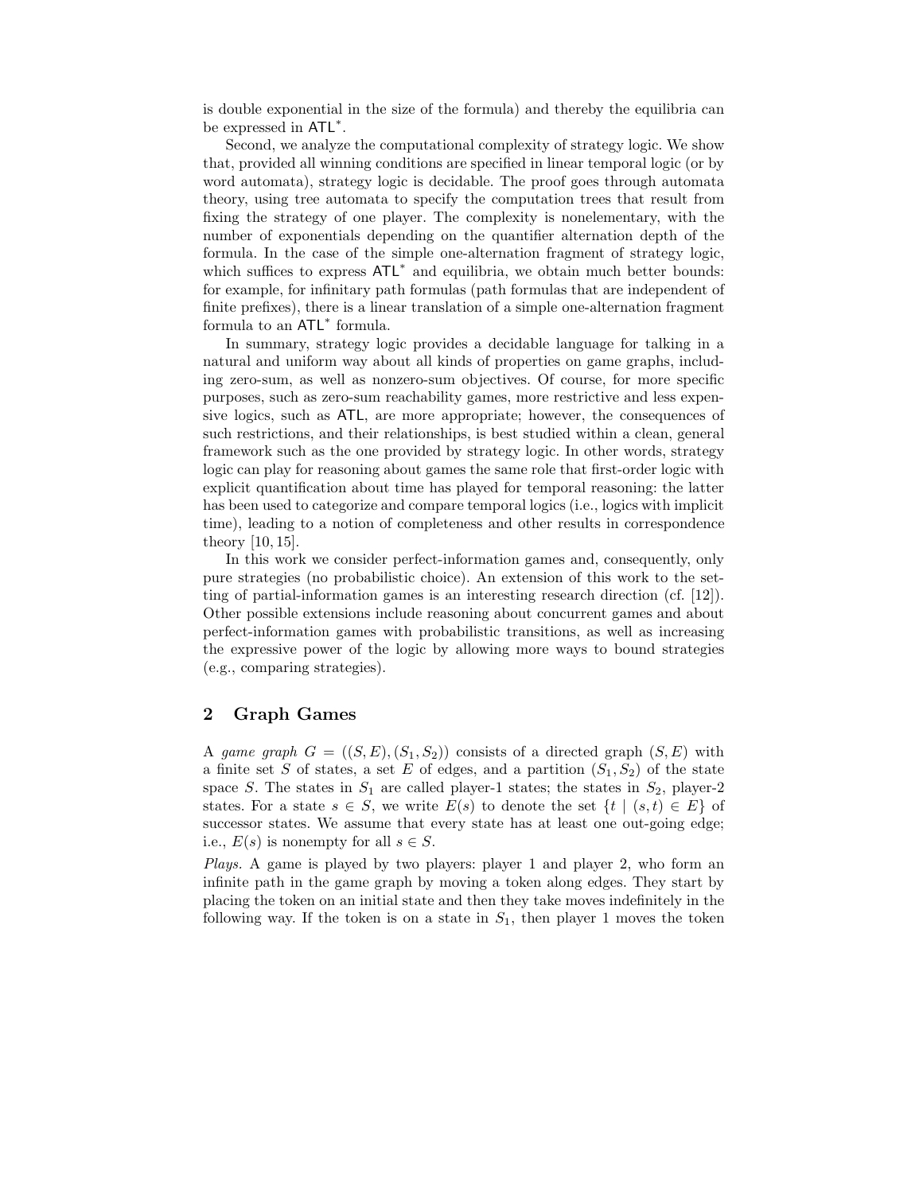is double exponential in the size of the formula) and thereby the equilibria can be expressed in $\mathsf{ATL}^*$.

Second, we analyze the computational complexity of strategy logic. We show that, provided all winning conditions are specified in linear temporal logic (or by word automata), strategy logic is decidable. The proof goes through automata theory, using tree automata to specify the computation trees that result from fixing the strategy of one player. The complexity is nonelementary, with the number of exponentials depending on the quantifier alternation depth of the formula. In the case of the simple one-alternation fragment of strategy logic, which suffices to express $\mathsf{ATL}^*$ and equilibria, we obtain much better bounds: for example, for infinitary path formulas (path formulas that are independent of finite prefixes), there is a linear translation of a simple one-alternation fragment formula to an $\mathsf{ATL}^*$ formula.

In summary, strategy logic provides a decidable language for talking in a natural and uniform way about all kinds of properties on game graphs, including zero-sum, as well as nonzero-sum objectives. Of course, for more specific purposes, such as zero-sum reachability games, more restrictive and less expensive logics, such as $\mathsf{ATL}$, are more appropriate; however, the consequences of such restrictions, and their relationships, is best studied within a clean, general framework such as the one provided by strategy logic. In other words, strategy logic can play for reasoning about games the same role that first-order logic with explicit quantification about time has played for temporal reasoning: the latter has been used to categorize and compare temporal logics (i.e., logics with implicit time), leading to a notion of completeness and other results in correspondence theory [10, 15].

In this work we consider perfect-information games and, consequently, only pure strategies (no probabilistic choice). An extension of this work to the setting of partial-information games is an interesting research direction (cf. [12]). Other possible extensions include reasoning about concurrent games and about perfect-information games with probabilistic transitions, as well as increasing the expressive power of the logic by allowing more ways to bound strategies (e.g., comparing strategies).

## 2 Graph Games

A *game graph* $G = ((S, E), (S_1, S_2))$ consists of a directed graph $(S, E)$ with a finite set $S$ of states, a set $E$ of edges, and a partition $(S_1, S_2)$ of the state space $S$. The states in $S_1$ are called player-1 states; the states in $S_2$, player-2 states. For a state $s \in S$, we write $E(s)$ to denote the set $\{t \mid (s, t) \in E\}$ of successor states. We assume that every state has at least one out-going edge; i.e., $E(s)$ is nonempty for all $s \in S$.

*Plays.* A game is played by two players: player 1 and player 2, who form an infinite path in the game graph by moving a token along edges. They start by placing the token on an initial state and then they take moves indefinitely in the following way. If the token is on a state in $S_1$, then player 1 moves the token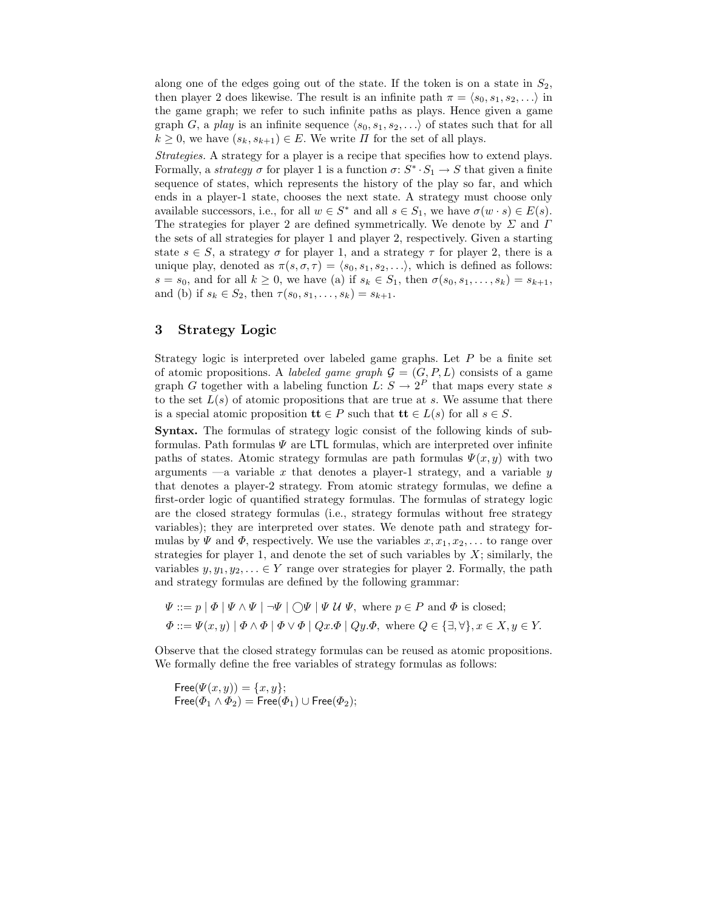along one of the edges going out of the state. If the token is on a state in $S_2$, then player 2 does likewise. The result is an infinite path $\pi = \langle s_0, s_1, s_2, \ldots \rangle$ in the game graph; we refer to such infinite paths as plays. Hence given a game graph $G$, a *play* is an infinite sequence $\langle s_0, s_1, s_2, \ldots \rangle$ of states such that for all $k \geq 0$, we have $(s_k, s_{k+1}) \in E$. We write $\Pi$ for the set of all plays.

*Strategies.* A strategy for a player is a recipe that specifies how to extend plays. Formally, a *strategy* $\sigma$ for player 1 is a function $\sigma \colon S^* \cdot S_1 \to S$ that given a finite sequence of states, which represents the history of the play so far, and which ends in a player-1 state, chooses the next state. A strategy must choose only available successors, i.e., for all $w \in S^*$ and all $s \in S_1$, we have $\sigma(w \cdot s) \in E(s)$. The strategies for player 2 are defined symmetrically. We denote by $\Sigma$ and $\Gamma$ the sets of all strategies for player 1 and player 2, respectively. Given a starting state $s \in S$, a strategy $\sigma$ for player 1, and a strategy $\tau$ for player 2, there is a unique play, denoted as $\pi(s, \sigma, \tau) = \langle s_0, s_1, s_2, \ldots \rangle$, which is defined as follows: $s = s_0$, and for all $k \geq 0$, we have (a) if $s_k \in S_1$, then $\sigma(s_0, s_1, \ldots, s_k) = s_{k+1}$, and (b) if $s_k \in S_2$, then $\tau(s_0, s_1, \ldots, s_k) = s_{k+1}$.

## 3 Strategy Logic

Strategy logic is interpreted over labeled game graphs. Let $P$ be a finite set of atomic propositions. A *labeled game graph* $\mathcal{G} = (G, P, L)$ consists of a game graph $G$ together with a labeling function $L \colon S \to 2^P$ that maps every state $s$ to the set $L(s)$ of atomic propositions that are true at $s$. We assume that there is a special atomic proposition $\mathbf{tt} \in P$ such that $\mathbf{tt} \in L(s)$ for all $s \in S$.

**Syntax.** The formulas of strategy logic consist of the following kinds of subformulas. Path formulas $\Psi$ are LTL formulas, which are interpreted over infinite paths of states. Atomic strategy formulas are path formulas $\Psi(x, y)$ with two arguments —a variable $x$ that denotes a player-1 strategy, and a variable $y$ that denotes a player-2 strategy. From atomic strategy formulas, we define a first-order logic of quantified strategy formulas. The formulas of strategy logic are the closed strategy formulas (i.e., strategy formulas without free strategy variables); they are interpreted over states. We denote path and strategy formulas by $\Psi$ and $\Phi$, respectively. We use the variables $x, x_1, x_2, \ldots$ to range over strategies for player 1, and denote the set of such variables by $X$; similarly, the variables $y, y_1, y_2, \ldots \in Y$ range over strategies for player 2. Formally, the path and strategy formulas are defined by the following grammar:

$$\Psi ::= p \mid \Phi \mid \Psi \wedge \Psi \mid \neg \Psi \mid \bigcirc \Psi \mid \Psi \,\mathcal{U}\, \Psi, \text{ where } p \in P \text{ and } \Phi \text{ is closed;}$$

$$\Phi ::= \Psi(x, y) \mid \Phi \wedge \Phi \mid \Phi \vee \Phi \mid Qx.\Phi \mid Qy.\Phi, \text{ where } Q \in \{\exists, \forall\}, x \in X, y \in Y.$$

Observe that the closed strategy formulas can be reused as atomic propositions. We formally define the free variables of strategy formulas as follows:

$\mathsf{Free}(\Psi(x, y)) = \{x, y\}$;
$\mathsf{Free}(\Phi_1 \wedge \Phi_2) = \mathsf{Free}(\Phi_1) \cup \mathsf{Free}(\Phi_2)$;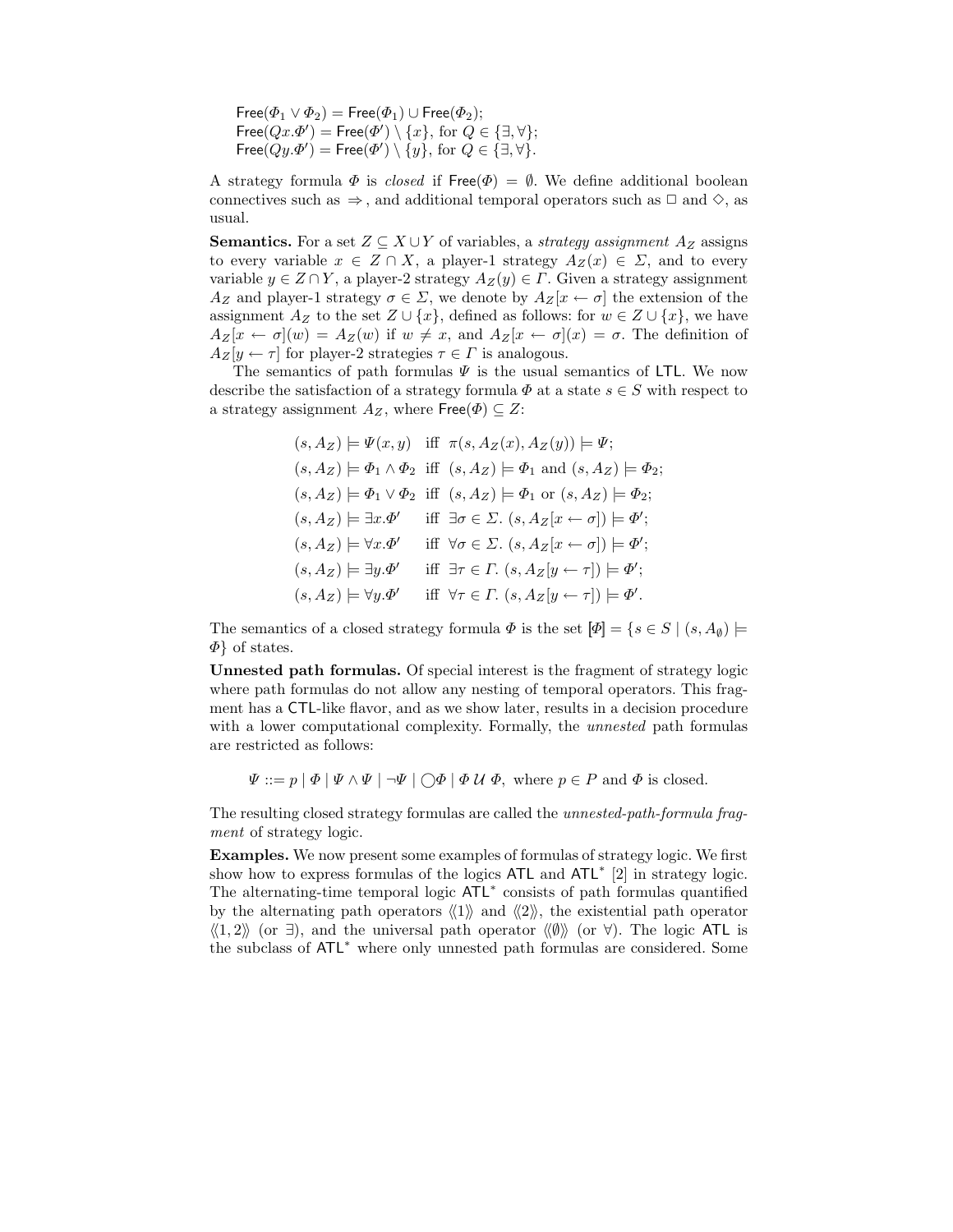$\mathsf{Free}(\Phi_1 \vee \Phi_2) = \mathsf{Free}(\Phi_1) \cup \mathsf{Free}(\Phi_2)$;
$\mathsf{Free}(Qx.\Phi') = \mathsf{Free}(\Phi') \setminus \{x\}$, for $Q \in \{\exists, \forall\}$;
$\mathsf{Free}(Qy.\Phi') = \mathsf{Free}(\Phi') \setminus \{y\}$, for $Q \in \{\exists, \forall\}$.

A strategy formula $\Phi$ is *closed* if $\mathsf{Free}(\Phi) = \emptyset$. We define additional boolean connectives such as $\Rightarrow$, and additional temporal operators such as $\Box$ and $\Diamond$, as usual.

**Semantics.** For a set $Z \subseteq X \cup Y$ of variables, a *strategy assignment* $A_Z$ assigns to every variable $x \in Z \cap X$, a player-1 strategy $A_Z(x) \in \Sigma$, and to every variable $y \in Z \cap Y$, a player-2 strategy $A_Z(y) \in \Gamma$. Given a strategy assignment $A_Z$ and player-1 strategy $\sigma \in \Sigma$, we denote by $A_Z[x \leftarrow \sigma]$ the extension of the assignment $A_Z$ to the set $Z \cup \{x\}$, defined as follows: for $w \in Z \cup \{x\}$, we have $A_Z[x \leftarrow \sigma](w) = A_Z(w)$ if $w \neq x$, and $A_Z[x \leftarrow \sigma](x) = \sigma$. The definition of $A_Z[y \leftarrow \tau]$ for player-2 strategies $\tau \in \Gamma$ is analogous.

The semantics of path formulas $\Psi$ is the usual semantics of LTL. We now describe the satisfaction of a strategy formula $\Phi$ at a state $s \in S$ with respect to a strategy assignment $A_Z$, where $\mathsf{Free}(\Phi) \subseteq Z$:

$$
\begin{array}{lll}
(s, A_Z) \models \Psi(x, y) & \text{iff} & \pi(s, A_Z(x), A_Z(y)) \models \Psi; \\
(s, A_Z) \models \Phi_1 \wedge \Phi_2 & \text{iff} & (s, A_Z) \models \Phi_1 \text{ and } (s, A_Z) \models \Phi_2; \\
(s, A_Z) \models \Phi_1 \vee \Phi_2 & \text{iff} & (s, A_Z) \models \Phi_1 \text{ or } (s, A_Z) \models \Phi_2; \\
(s, A_Z) \models \exists x.\Phi' & \text{iff} & \exists \sigma \in \Sigma.\ (s, A_Z[x \leftarrow \sigma]) \models \Phi'; \\
(s, A_Z) \models \forall x.\Phi' & \text{iff} & \forall \sigma \in \Sigma.\ (s, A_Z[x \leftarrow \sigma]) \models \Phi'; \\
(s, A_Z) \models \exists y.\Phi' & \text{iff} & \exists \tau \in \Gamma.\ (s, A_Z[y \leftarrow \tau]) \models \Phi'; \\
(s, A_Z) \models \forall y.\Phi' & \text{iff} & \forall \tau \in \Gamma.\ (s, A_Z[y \leftarrow \tau]) \models \Phi'.
\end{array}
$$

The semantics of a closed strategy formula $\Phi$ is the set $[\![\Phi]\!] = \{s \in S \mid (s, A_\emptyset) \models \Phi\}$ of states.

**Unnested path formulas.** Of special interest is the fragment of strategy logic where path formulas do not allow any nesting of temporal operators. This fragment has a CTL-like flavor, and as we show later, results in a decision procedure with a lower computational complexity. Formally, the *unnested* path formulas are restricted as follows:

$$\Psi ::= p \mid \Phi \mid \Psi \wedge \Psi \mid \neg \Psi \mid \bigcirc \Phi \mid \Phi \,\mathcal{U}\, \Phi, \text{ where } p \in P \text{ and } \Phi \text{ is closed.}$$

The resulting closed strategy formulas are called the *unnested-path-formula fragment* of strategy logic.

**Examples.** We now present some examples of formulas of strategy logic. We first show how to express formulas of the logics ATL and ATL* [2] in strategy logic. The alternating-time temporal logic ATL* consists of path formulas quantified by the alternating path operators $\langle\!\langle 1 \rangle\!\rangle$ and $\langle\!\langle 2 \rangle\!\rangle$, the existential path operator $\langle\!\langle 1, 2 \rangle\!\rangle$ (or $\exists$), and the universal path operator $\langle\!\langle \emptyset \rangle\!\rangle$ (or $\forall$). The logic ATL is the subclass of ATL* where only unnested path formulas are considered. Some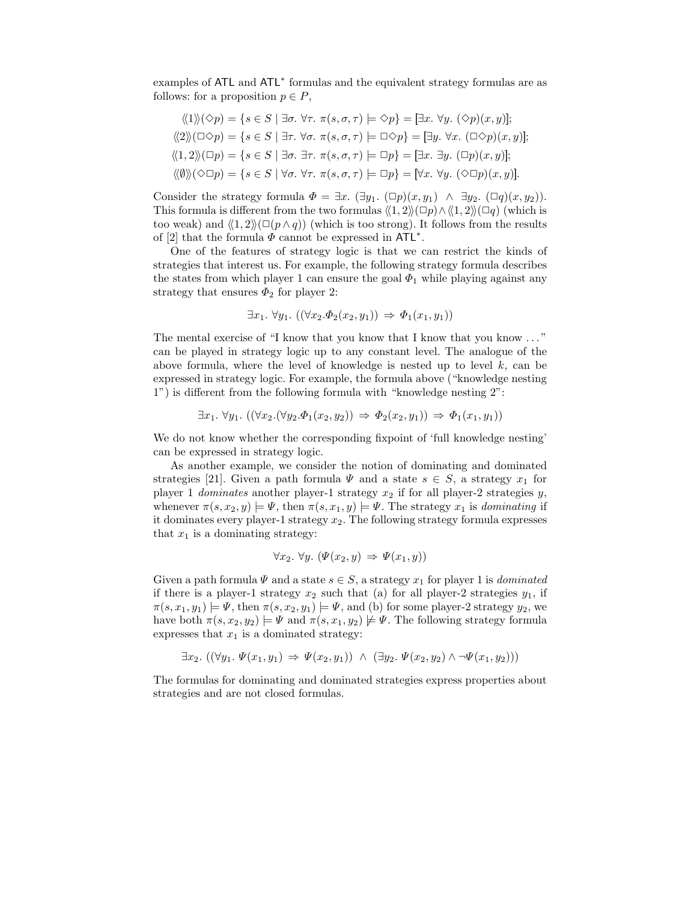examples of ATL and ATL* formulas and the equivalent strategy formulas are as follows: for a proposition $p \in P$,

$$\langle\!\langle 1 \rangle\!\rangle(\Diamond p) = \{s \in S \mid \exists \sigma.\ \forall \tau.\ \pi(s,\sigma,\tau) \models \Diamond p\} = [\![\exists x.\ \forall y.\ (\Diamond p)(x,y)]\!];$$

$$\langle\!\langle 2 \rangle\!\rangle(\Box\Diamond p) = \{s \in S \mid \exists \tau.\ \forall \sigma.\ \pi(s,\sigma,\tau) \models \Box\Diamond p\} = [\![\exists y.\ \forall x.\ (\Box\Diamond p)(x,y)]\!];$$

$$\langle\!\langle 1,2 \rangle\!\rangle(\Box p) = \{s \in S \mid \exists \sigma.\ \exists \tau.\ \pi(s,\sigma,\tau) \models \Box p\} = [\![\exists x.\ \exists y.\ (\Box p)(x,y)]\!];$$

$$\langle\!\langle \emptyset \rangle\!\rangle(\Diamond\Box p) = \{s \in S \mid \forall \sigma.\ \forall \tau.\ \pi(s,\sigma,\tau) \models \Box p\} = [\![\forall x.\ \forall y.\ (\Diamond\Box p)(x,y)]\!].$$

Consider the strategy formula $\Phi = \exists x.\ (\exists y_1.\ (\Box p)(x,y_1)\ \wedge\ \exists y_2.\ (\Box q)(x,y_2))$. This formula is different from the two formulas $\langle\!\langle 1,2 \rangle\!\rangle(\Box p) \wedge \langle\!\langle 1,2 \rangle\!\rangle(\Box q)$ (which is too weak) and $\langle\!\langle 1,2 \rangle\!\rangle(\Box(p \wedge q))$ (which is too strong). It follows from the results of [2] that the formula $\Phi$ cannot be expressed in ATL*.

One of the features of strategy logic is that we can restrict the kinds of strategies that interest us. For example, the following strategy formula describes the states from which player 1 can ensure the goal $\Phi_1$ while playing against any strategy that ensures $\Phi_2$ for player 2:

$$\exists x_1.\ \forall y_1.\ ((\forall x_2.\Phi_2(x_2,y_1))\ \Rightarrow\ \Phi_1(x_1,y_1))$$

The mental exercise of "I know that you know that I know that you know ..." can be played in strategy logic up to any constant level. The analogue of the above formula, where the level of knowledge is nested up to level $k$, can be expressed in strategy logic. For example, the formula above ("knowledge nesting 1") is different from the following formula with "knowledge nesting 2":

$$\exists x_1.\ \forall y_1.\ ((\forall x_2.(\forall y_2.\Phi_1(x_2,y_2))\ \Rightarrow\ \Phi_2(x_2,y_1))\ \Rightarrow\ \Phi_1(x_1,y_1))$$

We do not know whether the corresponding fixpoint of 'full knowledge nesting' can be expressed in strategy logic.

As another example, we consider the notion of dominating and dominated strategies [21]. Given a path formula $\Psi$ and a state $s \in S$, a strategy $x_1$ for player 1 *dominates* another player-1 strategy $x_2$ if for all player-2 strategies $y$, whenever $\pi(s,x_2,y) \models \Psi$, then $\pi(s,x_1,y) \models \Psi$. The strategy $x_1$ is *dominating* if it dominates every player-1 strategy $x_2$. The following strategy formula expresses that $x_1$ is a dominating strategy:

$$\forall x_2.\ \forall y.\ (\Psi(x_2,y)\ \Rightarrow\ \Psi(x_1,y))$$

Given a path formula $\Psi$ and a state $s \in S$, a strategy $x_1$ for player 1 is *dominated* if there is a player-1 strategy $x_2$ such that (a) for all player-2 strategies $y_1$, if $\pi(s,x_1,y_1) \models \Psi$, then $\pi(s,x_2,y_1) \models \Psi$, and (b) for some player-2 strategy $y_2$, we have both $\pi(s,x_2,y_2) \models \Psi$ and $\pi(s,x_1,y_2) \not\models \Psi$. The following strategy formula expresses that $x_1$ is a dominated strategy:

$$\exists x_2.\ ((\forall y_1.\ \Psi(x_1,y_1)\ \Rightarrow\ \Psi(x_2,y_1))\ \wedge\ (\exists y_2.\ \Psi(x_2,y_2) \wedge \neg\Psi(x_1,y_2)))$$

The formulas for dominating and dominated strategies express properties about strategies and are not closed formulas.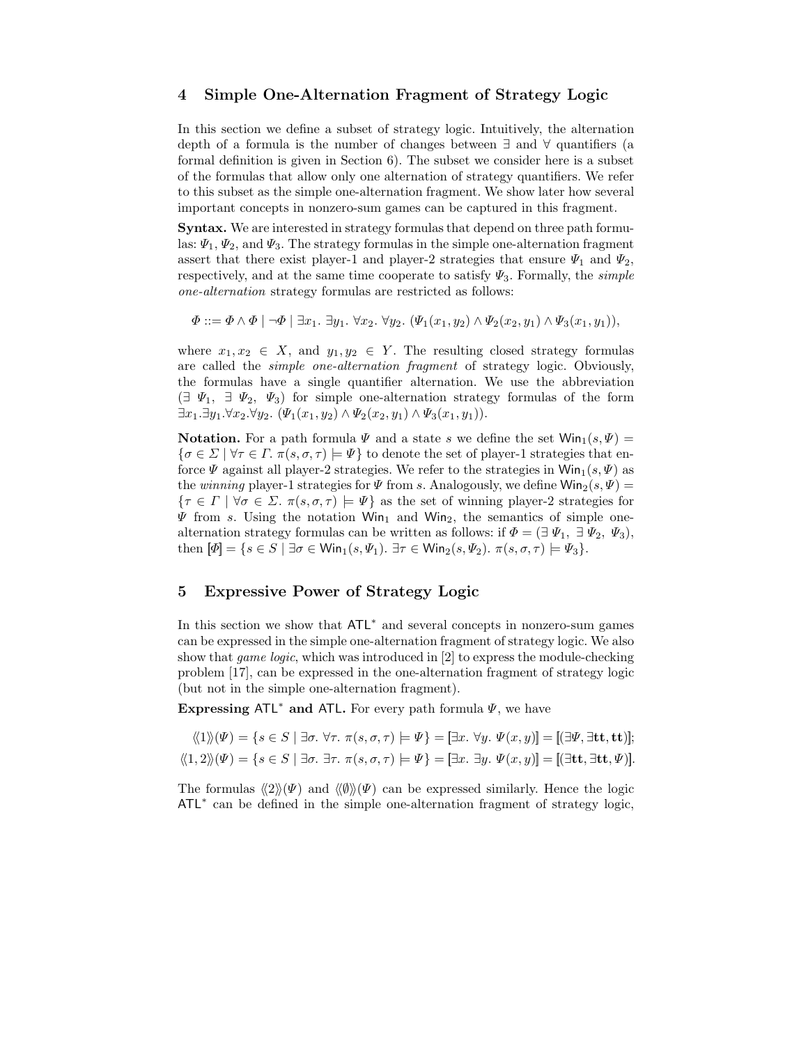## 4 Simple One-Alternation Fragment of Strategy Logic

In this section we define a subset of strategy logic. Intuitively, the alternation depth of a formula is the number of changes between $\exists$ and $\forall$ quantifiers (a formal definition is given in Section 6). The subset we consider here is a subset of the formulas that allow only one alternation of strategy quantifiers. We refer to this subset as the simple one-alternation fragment. We show later how several important concepts in nonzero-sum games can be captured in this fragment.

**Syntax.** We are interested in strategy formulas that depend on three path formulas: $\Psi_1$, $\Psi_2$, and $\Psi_3$. The strategy formulas in the simple one-alternation fragment assert that there exist player-1 and player-2 strategies that ensure $\Psi_1$ and $\Psi_2$, respectively, and at the same time cooperate to satisfy $\Psi_3$. Formally, the *simple one-alternation* strategy formulas are restricted as follows:

$$\Phi ::= \Phi \wedge \Phi \mid \neg\Phi \mid \exists x_1.\ \exists y_1.\ \forall x_2.\ \forall y_2.\ (\Psi_1(x_1, y_2) \wedge \Psi_2(x_2, y_1) \wedge \Psi_3(x_1, y_1)),$$

where $x_1, x_2 \in X$, and $y_1, y_2 \in Y$. The resulting closed strategy formulas are called the *simple one-alternation fragment* of strategy logic. Obviously, the formulas have a single quantifier alternation. We use the abbreviation $(\exists\ \Psi_1,\ \exists\ \Psi_2,\ \Psi_3)$ for simple one-alternation strategy formulas of the form $\exists x_1.\exists y_1.\forall x_2.\forall y_2.\ (\Psi_1(x_1, y_2) \wedge \Psi_2(x_2, y_1) \wedge \Psi_3(x_1, y_1))$.

**Notation.** For a path formula $\Psi$ and a state $s$ we define the set $\mathsf{Win}_1(s, \Psi) = \{\sigma \in \Sigma \mid \forall \tau \in \Gamma.\ \pi(s, \sigma, \tau) \models \Psi\}$ to denote the set of player-1 strategies that enforce $\Psi$ against all player-2 strategies. We refer to the strategies in $\mathsf{Win}_1(s, \Psi)$ as the *winning* player-1 strategies for $\Psi$ from $s$. Analogously, we define $\mathsf{Win}_2(s, \Psi) = \{\tau \in \Gamma \mid \forall \sigma \in \Sigma.\ \pi(s, \sigma, \tau) \models \Psi\}$ as the set of winning player-2 strategies for $\Psi$ from $s$. Using the notation $\mathsf{Win}_1$ and $\mathsf{Win}_2$, the semantics of simple one-alternation strategy formulas can be written as follows: if $\Phi = (\exists\ \Psi_1,\ \exists\ \Psi_2,\ \Psi_3)$, then $[\![\Phi]\!] = \{s \in S \mid \exists \sigma \in \mathsf{Win}_1(s, \Psi_1).\ \exists \tau \in \mathsf{Win}_2(s, \Psi_2).\ \pi(s, \sigma, \tau) \models \Psi_3\}$.

## 5 Expressive Power of Strategy Logic

In this section we show that $\mathsf{ATL}^*$ and several concepts in nonzero-sum games can be expressed in the simple one-alternation fragment of strategy logic. We also show that *game logic*, which was introduced in [2] to express the module-checking problem [17], can be expressed in the one-alternation fragment of strategy logic (but not in the simple one-alternation fragment).

**Expressing $\mathsf{ATL}^*$ and $\mathsf{ATL}$.** For every path formula $\Psi$, we have

$$\langle\!\langle 1 \rangle\!\rangle(\Psi) = \{s \in S \mid \exists \sigma.\ \forall \tau.\ \pi(s, \sigma, \tau) \models \Psi\} = [\![\exists x.\ \forall y.\ \Psi(x, y)]\!] = [\![(\exists \Psi, \exists \mathbf{tt}, \mathbf{tt})]\!];$$

$$\langle\!\langle 1, 2 \rangle\!\rangle(\Psi) = \{s \in S \mid \exists \sigma.\ \exists \tau.\ \pi(s, \sigma, \tau) \models \Psi\} = [\![\exists x.\ \exists y.\ \Psi(x, y)]\!] = [\![(\exists \mathbf{tt}, \exists \mathbf{tt}, \Psi)]\!].$$

The formulas $\langle\!\langle 2 \rangle\!\rangle(\Psi)$ and $\langle\!\langle \emptyset \rangle\!\rangle(\Psi)$ can be expressed similarly. Hence the logic $\mathsf{ATL}^*$ can be defined in the simple one-alternation fragment of strategy logic,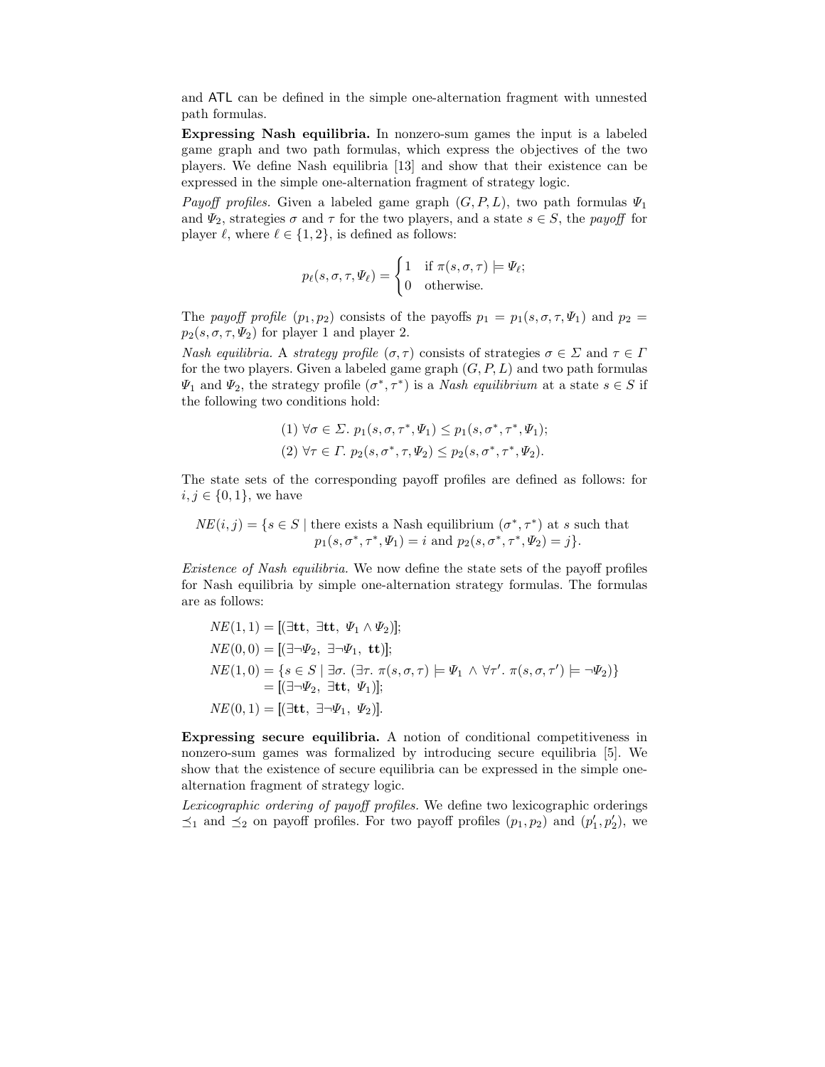and ATL can be defined in the simple one-alternation fragment with unnested path formulas.

**Expressing Nash equilibria.** In nonzero-sum games the input is a labeled game graph and two path formulas, which express the objectives of the two players. We define Nash equilibria [13] and show that their existence can be expressed in the simple one-alternation fragment of strategy logic.

*Payoff profiles.* Given a labeled game graph $(G, P, L)$, two path formulas $\Psi_1$ and $\Psi_2$, strategies $\sigma$ and $\tau$ for the two players, and a state $s \in S$, the *payoff* for player $\ell$, where $\ell \in \{1, 2\}$, is defined as follows:

$$p_\ell(s, \sigma, \tau, \Psi_\ell) = \begin{cases} 1 & \text{if } \pi(s, \sigma, \tau) \models \Psi_\ell; \\ 0 & \text{otherwise.} \end{cases}$$

The *payoff profile* $(p_1, p_2)$ consists of the payoffs $p_1 = p_1(s, \sigma, \tau, \Psi_1)$ and $p_2 = p_2(s, \sigma, \tau, \Psi_2)$ for player 1 and player 2.

*Nash equilibria.* A *strategy profile* $(\sigma, \tau)$ consists of strategies $\sigma \in \Sigma$ and $\tau \in \Gamma$ for the two players. Given a labeled game graph $(G, P, L)$ and two path formulas $\Psi_1$ and $\Psi_2$, the strategy profile $(\sigma^*, \tau^*)$ is a *Nash equilibrium* at a state $s \in S$ if the following two conditions hold:

$$(1)\ \forall \sigma \in \Sigma.\ p_1(s, \sigma, \tau^*, \Psi_1) \leq p_1(s, \sigma^*, \tau^*, \Psi_1);$$
$$(2)\ \forall \tau \in \Gamma.\ p_2(s, \sigma^*, \tau, \Psi_2) \leq p_2(s, \sigma^*, \tau^*, \Psi_2).$$

The state sets of the corresponding payoff profiles are defined as follows: for $i, j \in \{0, 1\}$, we have

$$NE(i, j) = \{s \in S \mid \text{there exists a Nash equilibrium } (\sigma^*, \tau^*) \text{ at } s \text{ such that } p_1(s, \sigma^*, \tau^*, \Psi_1) = i \text{ and } p_2(s, \sigma^*, \tau^*, \Psi_2) = j\}.$$

*Existence of Nash equilibria.* We now define the state sets of the payoff profiles for Nash equilibria by simple one-alternation strategy formulas. The formulas are as follows:

$$NE(1,1) = [\![(\exists \mathbf{tt},\ \exists \mathbf{tt},\ \Psi_1 \wedge \Psi_2)]\!];$$
$$NE(0,0) = [\![(\exists \neg\Psi_2,\ \exists \neg\Psi_1,\ \mathbf{tt})]\!];$$
$$\begin{aligned} NE(1,0) &= \{s \in S \mid \exists \sigma.\ (\exists \tau.\ \pi(s, \sigma, \tau) \models \Psi_1 \wedge \forall \tau'.\ \pi(s, \sigma, \tau') \models \neg\Psi_2)\} \\ &= [\![(\exists \neg\Psi_2,\ \exists \mathbf{tt},\ \Psi_1)]\!]; \end{aligned}$$
$$NE(0,1) = [\![(\exists \mathbf{tt},\ \exists \neg\Psi_1,\ \Psi_2)]\!].$$

**Expressing secure equilibria.** A notion of conditional competitiveness in nonzero-sum games was formalized by introducing secure equilibria [5]. We show that the existence of secure equilibria can be expressed in the simple one-alternation fragment of strategy logic.

*Lexicographic ordering of payoff profiles.* We define two lexicographic orderings $\preceq_1$ and $\preceq_2$ on payoff profiles. For two payoff profiles $(p_1, p_2)$ and $(p'_1, p'_2)$, we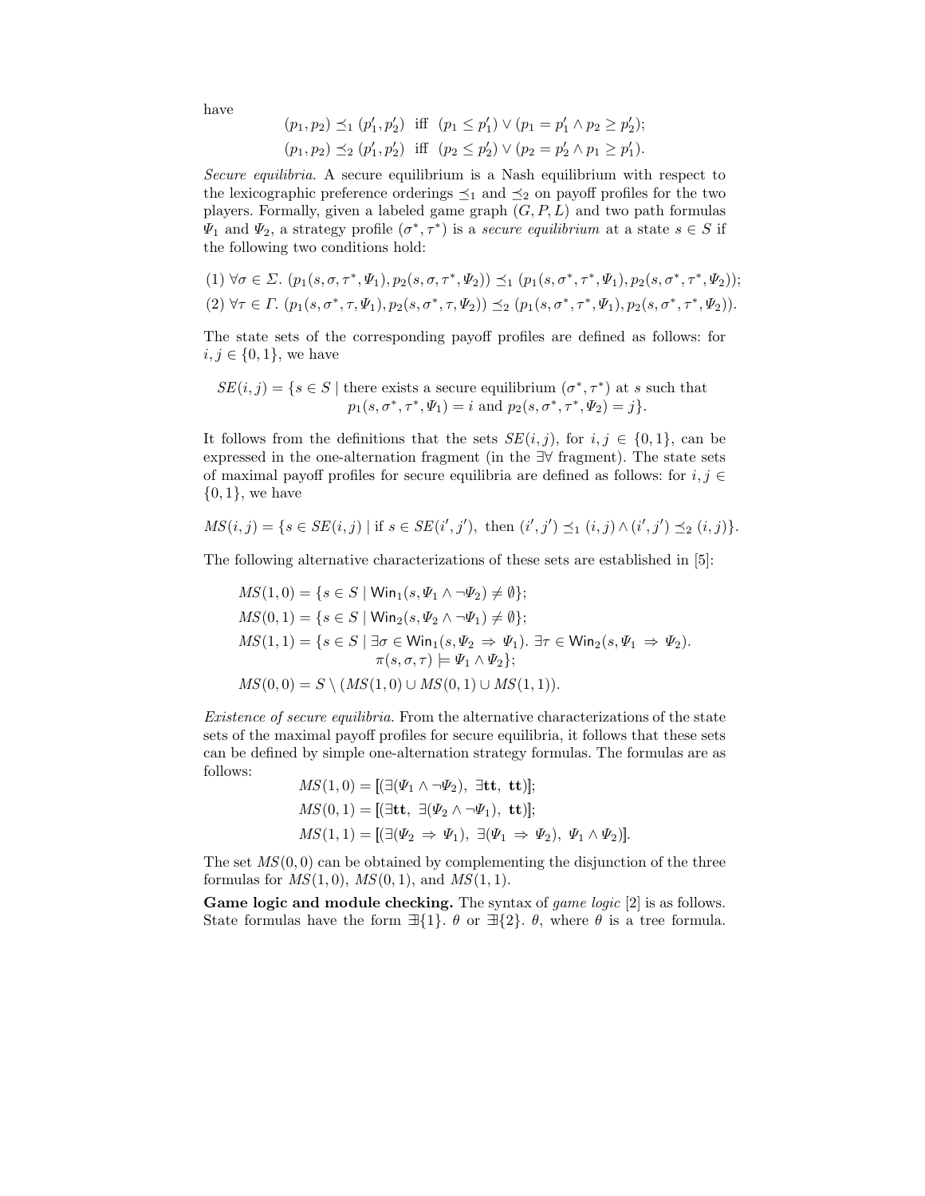have

$$(p_1, p_2) \preceq_1 (p_1', p_2') \text{ iff } (p_1 \leq p_1') \vee (p_1 = p_1' \wedge p_2 \geq p_2');$$
$$(p_1, p_2) \preceq_2 (p_1', p_2') \text{ iff } (p_2 \leq p_2') \vee (p_2 = p_2' \wedge p_1 \geq p_1').$$

*Secure equilibria.* A secure equilibrium is a Nash equilibrium with respect to the lexicographic preference orderings $\preceq_1$ and $\preceq_2$ on payoff profiles for the two players. Formally, given a labeled game graph $(G, P, L)$ and two path formulas $\Psi_1$ and $\Psi_2$, a strategy profile $(\sigma^*, \tau^*)$ is a *secure equilibrium* at a state $s \in S$ if the following two conditions hold:

(1) $\forall \sigma \in \Sigma.\ (p_1(s, \sigma, \tau^*, \Psi_1), p_2(s, \sigma, \tau^*, \Psi_2)) \preceq_1 (p_1(s, \sigma^*, \tau^*, \Psi_1), p_2(s, \sigma^*, \tau^*, \Psi_2));$

(2) $\forall \tau \in \Gamma.\ (p_1(s, \sigma^*, \tau, \Psi_1), p_2(s, \sigma^*, \tau, \Psi_2)) \preceq_2 (p_1(s, \sigma^*, \tau^*, \Psi_1), p_2(s, \sigma^*, \tau^*, \Psi_2)).$

The state sets of the corresponding payoff profiles are defined as follows: for $i, j \in \{0, 1\}$, we have

$$SE(i, j) = \{s \in S \mid \text{there exists a secure equilibrium } (\sigma^*, \tau^*) \text{ at } s \text{ such that } p_1(s, \sigma^*, \tau^*, \Psi_1) = i \text{ and } p_2(s, \sigma^*, \tau^*, \Psi_2) = j\}.$$

It follows from the definitions that the sets $SE(i, j)$, for $i, j \in \{0, 1\}$, can be expressed in the one-alternation fragment (in the $\exists\forall$ fragment). The state sets of maximal payoff profiles for secure equilibria are defined as follows: for $i, j \in \{0, 1\}$, we have

$$MS(i, j) = \{s \in SE(i, j) \mid \text{if } s \in SE(i', j'),\ \text{then } (i', j') \preceq_1 (i, j) \wedge (i', j') \preceq_2 (i, j)\}.$$

The following alternative characterizations of these sets are established in [5]:

$$MS(1, 0) = \{s \in S \mid \mathsf{Win}_1(s, \Psi_1 \wedge \neg\Psi_2) \neq \emptyset\};$$
$$MS(0, 1) = \{s \in S \mid \mathsf{Win}_2(s, \Psi_2 \wedge \neg\Psi_1) \neq \emptyset\};$$
$$MS(1, 1) = \{s \in S \mid \exists \sigma \in \mathsf{Win}_1(s, \Psi_2 \Rightarrow \Psi_1).\ \exists \tau \in \mathsf{Win}_2(s, \Psi_1 \Rightarrow \Psi_2).\ \pi(s, \sigma, \tau) \models \Psi_1 \wedge \Psi_2\};$$
$$MS(0, 0) = S \setminus (MS(1, 0) \cup MS(0, 1) \cup MS(1, 1)).$$

*Existence of secure equilibria.* From the alternative characterizations of the state sets of the maximal payoff profiles for secure equilibria, it follows that these sets can be defined by simple one-alternation strategy formulas. The formulas are as follows:

$$MS(1, 0) = [\![(\exists(\Psi_1 \wedge \neg\Psi_2),\ \exists \mathbf{tt},\ \mathbf{tt})]\!];$$
$$MS(0, 1) = [\![(\exists \mathbf{tt},\ \exists(\Psi_2 \wedge \neg\Psi_1),\ \mathbf{tt})]\!];$$
$$MS(1, 1) = [\![(\exists(\Psi_2 \Rightarrow \Psi_1),\ \exists(\Psi_1 \Rightarrow \Psi_2),\ \Psi_1 \wedge \Psi_2)]\!].$$

The set $MS(0, 0)$ can be obtained by complementing the disjunction of the three formulas for $MS(1, 0)$, $MS(0, 1)$, and $MS(1, 1)$.

**Game logic and module checking.** The syntax of *game logic* [2] is as follows. State formulas have the form $\exists\{1\}.\ \theta$ or $\exists\{2\}.\ \theta$, where $\theta$ is a tree formula.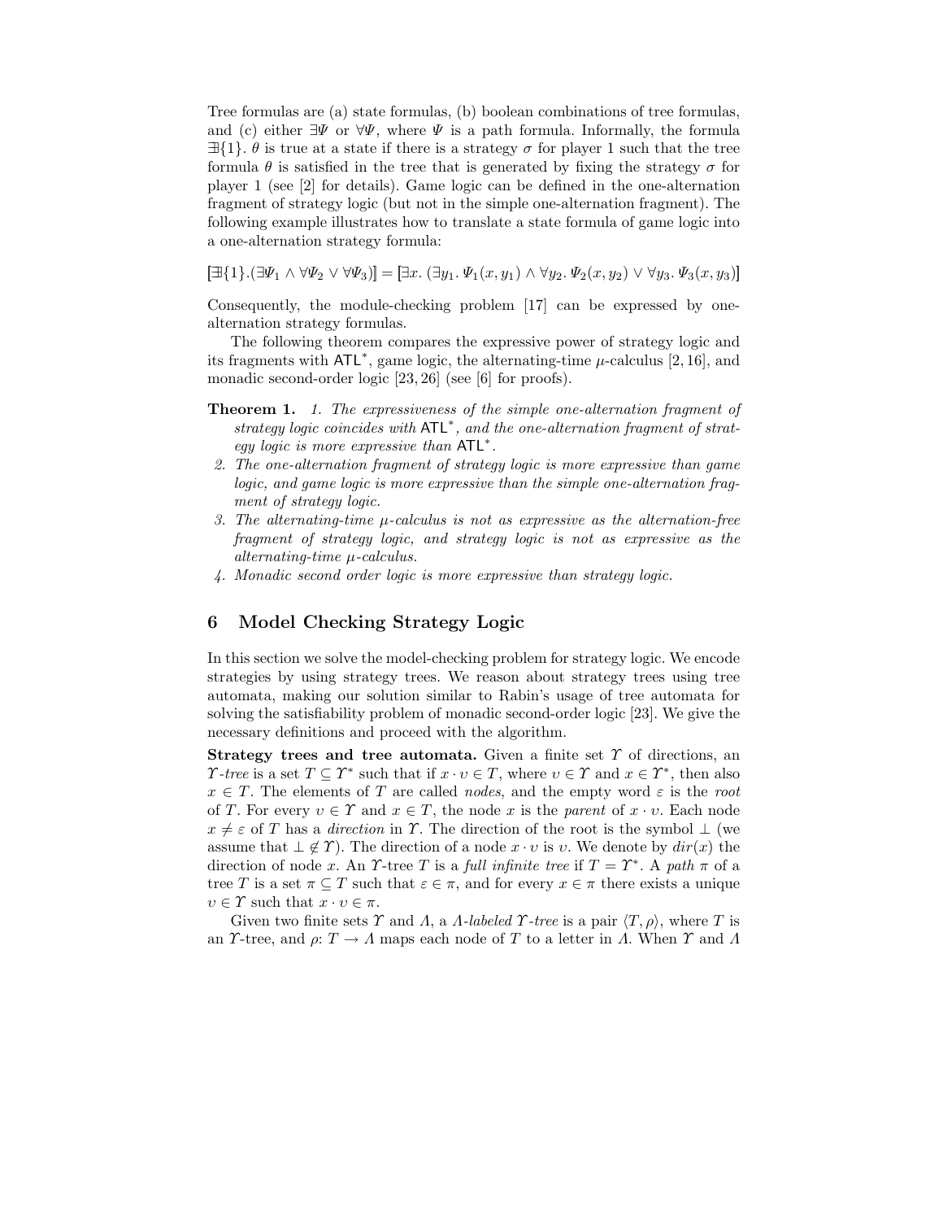Tree formulas are (a) state formulas, (b) boolean combinations of tree formulas, and (c) either $\exists\Psi$ or $\forall\Psi$, where $\Psi$ is a path formula. Informally, the formula $\exists\{1\}.\,\theta$ is true at a state if there is a strategy $\sigma$ for player 1 such that the tree formula $\theta$ is satisfied in the tree that is generated by fixing the strategy $\sigma$ for player 1 (see [2] for details). Game logic can be defined in the one-alternation fragment of strategy logic (but not in the simple one-alternation fragment). The following example illustrates how to translate a state formula of game logic into a one-alternation strategy formula:

$$[\![\exists\{1\}.(\exists\Psi_1 \wedge \forall\Psi_2 \vee \forall\Psi_3)]\!] = [\![\exists x.\, (\exists y_1.\, \Psi_1(x, y_1) \wedge \forall y_2.\, \Psi_2(x, y_2) \vee \forall y_3.\, \Psi_3(x, y_3)]\!]$$

Consequently, the module-checking problem [17] can be expressed by one-alternation strategy formulas.

The following theorem compares the expressive power of strategy logic and its fragments with $\mathsf{ATL}^*$, game logic, the alternating-time $\mu$-calculus [2, 16], and monadic second-order logic [23, 26] (see [6] for proofs).

**Theorem 1.** 1. *The expressiveness of the simple one-alternation fragment of strategy logic coincides with* $\mathsf{ATL}^*$*, and the one-alternation fragment of strategy logic is more expressive than* $\mathsf{ATL}^*$*.*

2. *The one-alternation fragment of strategy logic is more expressive than game logic, and game logic is more expressive than the simple one-alternation fragment of strategy logic.*
3. *The alternating-time $\mu$-calculus is not as expressive as the alternation-free fragment of strategy logic, and strategy logic is not as expressive as the alternating-time $\mu$-calculus.*
4. *Monadic second order logic is more expressive than strategy logic.*

## 6 Model Checking Strategy Logic

In this section we solve the model-checking problem for strategy logic. We encode strategies by using strategy trees. We reason about strategy trees using tree automata, making our solution similar to Rabin's usage of tree automata for solving the satisfiability problem of monadic second-order logic [23]. We give the necessary definitions and proceed with the algorithm.

**Strategy trees and tree automata.** Given a finite set $\Upsilon$ of directions, an *$\Upsilon$-tree* is a set $T \subseteq \Upsilon^*$ such that if $x \cdot \upsilon \in T$, where $\upsilon \in \Upsilon$ and $x \in \Upsilon^*$, then also $x \in T$. The elements of $T$ are called *nodes*, and the empty word $\varepsilon$ is the *root* of $T$. For every $\upsilon \in \Upsilon$ and $x \in T$, the node $x$ is the *parent* of $x \cdot \upsilon$. Each node $x \neq \varepsilon$ of $T$ has a *direction* in $\Upsilon$. The direction of the root is the symbol $\perp$ (we assume that $\perp \notin \Upsilon$). The direction of a node $x \cdot \upsilon$ is $\upsilon$. We denote by $dir(x)$ the direction of node $x$. An $\Upsilon$-tree $T$ is a *full infinite tree* if $T = \Upsilon^*$. A *path* $\pi$ of a tree $T$ is a set $\pi \subseteq T$ such that $\varepsilon \in \pi$, and for every $x \in \pi$ there exists a unique $\upsilon \in \Upsilon$ such that $x \cdot \upsilon \in \pi$.

Given two finite sets $\Upsilon$ and $\Lambda$, a *$\Lambda$-labeled $\Upsilon$-tree* is a pair $\langle T, \rho \rangle$, where $T$ is an $\Upsilon$-tree, and $\rho \colon T \to \Lambda$ maps each node of $T$ to a letter in $\Lambda$. When $\Upsilon$ and $\Lambda$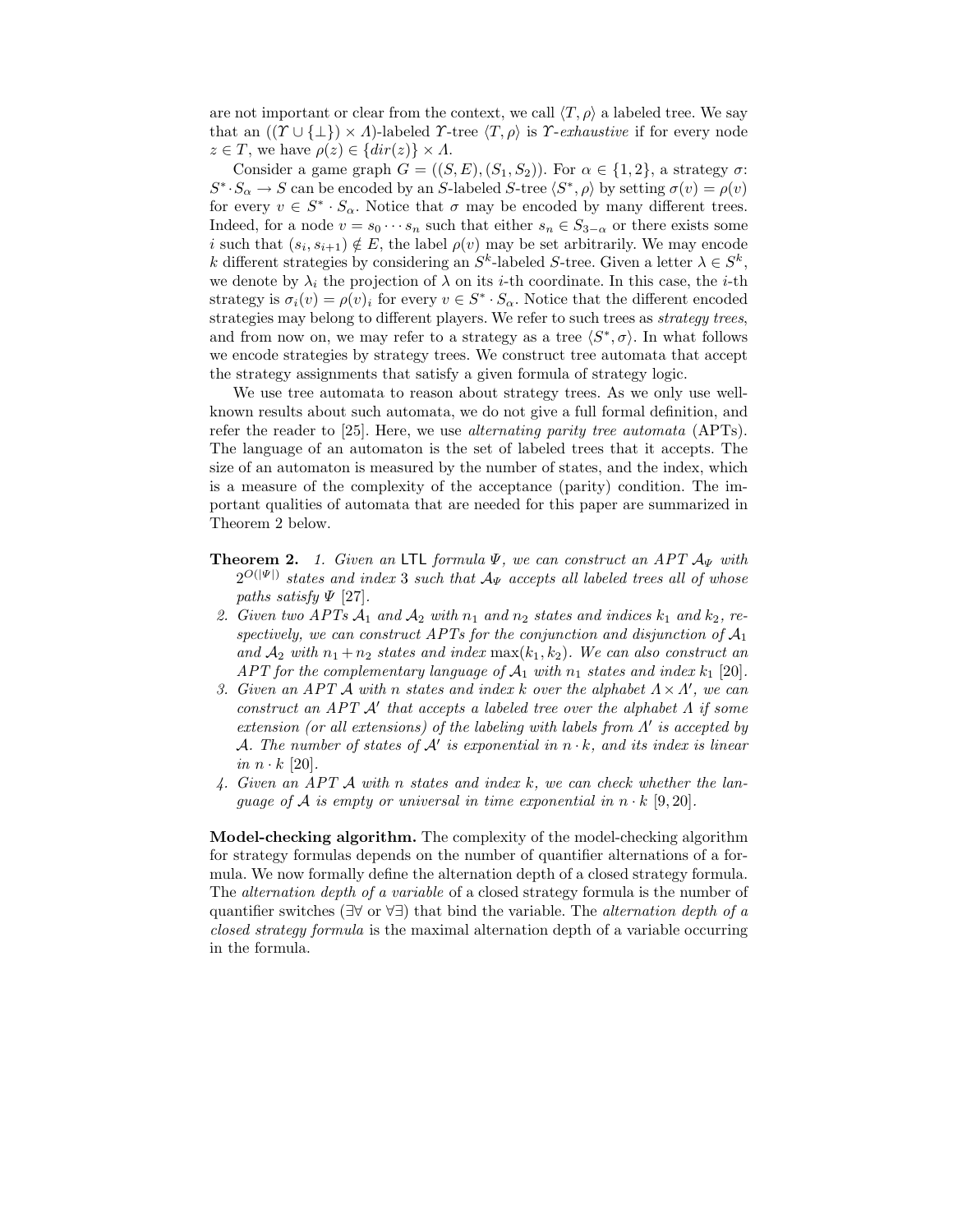are not important or clear from the context, we call $\langle T, \rho \rangle$ a labeled tree. We say that an $((\Upsilon \cup \{\bot\}) \times \Lambda)$-labeled $\Upsilon$-tree $\langle T, \rho \rangle$ is *$\Upsilon$-exhaustive* if for every node $z \in T$, we have $\rho(z) \in \{dir(z)\} \times \Lambda$.

Consider a game graph $G = ((S, E), (S_1, S_2))$. For $\alpha \in \{1, 2\}$, a strategy $\sigma$: $S^* \cdot S_\alpha \to S$ can be encoded by an $S$-labeled $S$-tree $\langle S^*, \rho \rangle$ by setting $\sigma(v) = \rho(v)$ for every $v \in S^* \cdot S_\alpha$. Notice that $\sigma$ may be encoded by many different trees. Indeed, for a node $v = s_0 \cdots s_n$ such that either $s_n \in S_{3-\alpha}$ or there exists some $i$ such that $(s_i, s_{i+1}) \notin E$, the label $\rho(v)$ may be set arbitrarily. We may encode $k$ different strategies by considering an $S^k$-labeled $S$-tree. Given a letter $\lambda \in S^k$, we denote by $\lambda_i$ the projection of $\lambda$ on its $i$-th coordinate. In this case, the $i$-th strategy is $\sigma_i(v) = \rho(v)_i$ for every $v \in S^* \cdot S_\alpha$. Notice that the different encoded strategies may belong to different players. We refer to such trees as *strategy trees*, and from now on, we may refer to a strategy as a tree $\langle S^*, \sigma \rangle$. In what follows we encode strategies by strategy trees. We construct tree automata that accept the strategy assignments that satisfy a given formula of strategy logic.

We use tree automata to reason about strategy trees. As we only use well-known results about such automata, we do not give a full formal definition, and refer the reader to [25]. Here, we use *alternating parity tree automata* (APTs). The language of an automaton is the set of labeled trees that it accepts. The size of an automaton is measured by the number of states, and the index, which is a measure of the complexity of the acceptance (parity) condition. The important qualities of automata that are needed for this paper are summarized in Theorem 2 below.

**Theorem 2.** *1. Given an* LTL *formula $\Psi$, we can construct an APT $\mathcal{A}_\Psi$ with $2^{O(|\Psi|)}$ states and index 3 such that $\mathcal{A}_\Psi$ accepts all labeled trees all of whose paths satisfy $\Psi$ [27].*

*2. Given two APTs $\mathcal{A}_1$ and $\mathcal{A}_2$ with $n_1$ and $n_2$ states and indices $k_1$ and $k_2$, respectively, we can construct APTs for the conjunction and disjunction of $\mathcal{A}_1$ and $\mathcal{A}_2$ with $n_1 + n_2$ states and index $\max(k_1, k_2)$. We can also construct an APT for the complementary language of $\mathcal{A}_1$ with $n_1$ states and index $k_1$ [20].*

*3. Given an APT $\mathcal{A}$ with $n$ states and index $k$ over the alphabet $\Lambda \times \Lambda'$, we can construct an APT $\mathcal{A}'$ that accepts a labeled tree over the alphabet $\Lambda$ if some extension (or all extensions) of the labeling with labels from $\Lambda'$ is accepted by $\mathcal{A}$. The number of states of $\mathcal{A}'$ is exponential in $n \cdot k$, and its index is linear in $n \cdot k$ [20].*

*4. Given an APT $\mathcal{A}$ with $n$ states and index $k$, we can check whether the language of $\mathcal{A}$ is empty or universal in time exponential in $n \cdot k$ [9, 20].*

**Model-checking algorithm.** The complexity of the model-checking algorithm for strategy formulas depends on the number of quantifier alternations of a formula. We now formally define the alternation depth of a closed strategy formula. The *alternation depth of a variable* of a closed strategy formula is the number of quantifier switches ($\exists\forall$ or $\forall\exists$) that bind the variable. The *alternation depth of a closed strategy formula* is the maximal alternation depth of a variable occurring in the formula.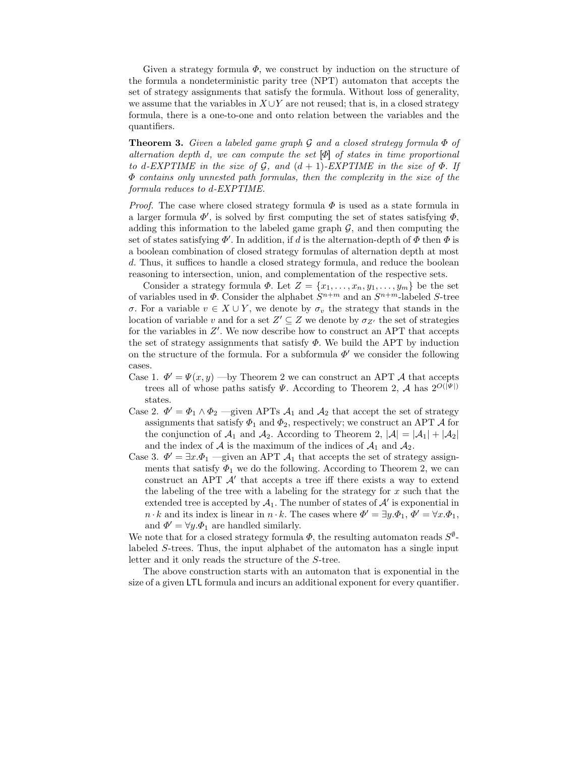Given a strategy formula $\Phi$, we construct by induction on the structure of the formula a nondeterministic parity tree (NPT) automaton that accepts the set of strategy assignments that satisfy the formula. Without loss of generality, we assume that the variables in $X \cup Y$ are not reused; that is, in a closed strategy formula, there is a one-to-one and onto relation between the variables and the quantifiers.

**Theorem 3.** *Given a labeled game graph $\mathcal{G}$ and a closed strategy formula $\Phi$ of alternation depth $d$, we can compute the set $[\![\Phi]\!]$ of states in time proportional to $d$-EXPTIME in the size of $\mathcal{G}$, and $(d+1)$-EXPTIME in the size of $\Phi$. If $\Phi$ contains only unnested path formulas, then the complexity in the size of the formula reduces to $d$-EXPTIME.*

*Proof.* The case where closed strategy formula $\Phi$ is used as a state formula in a larger formula $\Phi'$, is solved by first computing the set of states satisfying $\Phi$, adding this information to the labeled game graph $\mathcal{G}$, and then computing the set of states satisfying $\Phi'$. In addition, if $d$ is the alternation-depth of $\Phi$ then $\Phi$ is a boolean combination of closed strategy formulas of alternation depth at most $d$. Thus, it suffices to handle a closed strategy formula, and reduce the boolean reasoning to intersection, union, and complementation of the respective sets.

Consider a strategy formula $\Phi$. Let $Z = \{x_1, \ldots, x_n, y_1, \ldots, y_m\}$ be the set of variables used in $\Phi$. Consider the alphabet $S^{n+m}$ and an $S^{n+m}$-labeled $S$-tree $\sigma$. For a variable $v \in X \cup Y$, we denote by $\sigma_v$ the strategy that stands in the location of variable $v$ and for a set $Z' \subseteq Z$ we denote by $\sigma_{Z'}$ the set of strategies for the variables in $Z'$. We now describe how to construct an APT that accepts the set of strategy assignments that satisfy $\Phi$. We build the APT by induction on the structure of the formula. For a subformula $\Phi'$ we consider the following cases.

Case 1. $\Phi' = \Psi(x, y)$ —by Theorem 2 we can construct an APT $\mathcal{A}$ that accepts trees all of whose paths satisfy $\Psi$. According to Theorem 2, $\mathcal{A}$ has $2^{O(|\Psi|)}$ states.

Case 2. $\Phi' = \Phi_1 \wedge \Phi_2$ —given APTs $\mathcal{A}_1$ and $\mathcal{A}_2$ that accept the set of strategy assignments that satisfy $\Phi_1$ and $\Phi_2$, respectively; we construct an APT $\mathcal{A}$ for the conjunction of $\mathcal{A}_1$ and $\mathcal{A}_2$. According to Theorem 2, $|\mathcal{A}| = |\mathcal{A}_1| + |\mathcal{A}_2|$ and the index of $\mathcal{A}$ is the maximum of the indices of $\mathcal{A}_1$ and $\mathcal{A}_2$.

Case 3. $\Phi' = \exists x.\Phi_1$ —given an APT $\mathcal{A}_1$ that accepts the set of strategy assignments that satisfy $\Phi_1$ we do the following. According to Theorem 2, we can construct an APT $\mathcal{A}'$ that accepts a tree iff there exists a way to extend the labeling of the tree with a labeling for the strategy for $x$ such that the extended tree is accepted by $\mathcal{A}_1$. The number of states of $\mathcal{A}'$ is exponential in $n \cdot k$ and its index is linear in $n \cdot k$. The cases where $\Phi' = \exists y.\Phi_1$, $\Phi' = \forall x.\Phi_1$, and $\Phi' = \forall y.\Phi_1$ are handled similarly.

We note that for a closed strategy formula $\Phi$, the resulting automaton reads $S^{\emptyset}$-labeled $S$-trees. Thus, the input alphabet of the automaton has a single input letter and it only reads the structure of the $S$-tree.

The above construction starts with an automaton that is exponential in the size of a given LTL formula and incurs an additional exponent for every quantifier.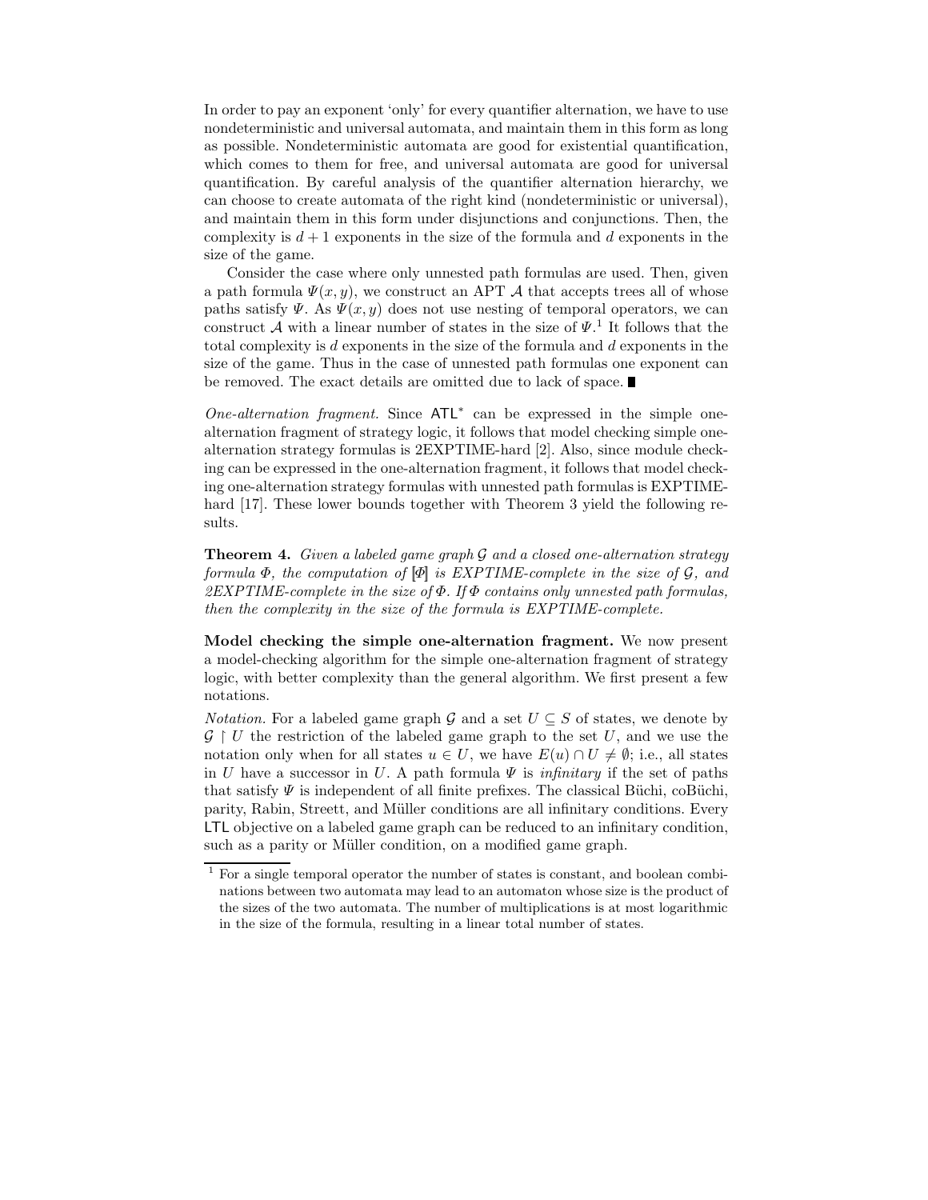In order to pay an exponent 'only' for every quantifier alternation, we have to use nondeterministic and universal automata, and maintain them in this form as long as possible. Nondeterministic automata are good for existential quantification, which comes to them for free, and universal automata are good for universal quantification. By careful analysis of the quantifier alternation hierarchy, we can choose to create automata of the right kind (nondeterministic or universal), and maintain them in this form under disjunctions and conjunctions. Then, the complexity is $d+1$ exponents in the size of the formula and $d$ exponents in the size of the game.

Consider the case where only unnested path formulas are used. Then, given a path formula $\Psi(x,y)$, we construct an APT $\mathcal{A}$ that accepts trees all of whose paths satisfy $\Psi$. As $\Psi(x,y)$ does not use nesting of temporal operators, we can construct $\mathcal{A}$ with a linear number of states in the size of $\Psi$.[1] It follows that the total complexity is $d$ exponents in the size of the formula and $d$ exponents in the size of the game. Thus in the case of unnested path formulas one exponent can be removed. The exact details are omitted due to lack of space. ■

*One-alternation fragment.* Since $\mathsf{ATL}^*$ can be expressed in the simple one-alternation fragment of strategy logic, it follows that model checking simple one-alternation strategy formulas is 2EXPTIME-hard [2]. Also, since module checking can be expressed in the one-alternation fragment, it follows that model checking one-alternation strategy formulas with unnested path formulas is EXPTIME-hard [17]. These lower bounds together with Theorem 3 yield the following results.

**Theorem 4.** *Given a labeled game graph $\mathcal{G}$ and a closed one-alternation strategy formula $\Phi$, the computation of $[\![\Phi]\!]$ is EXPTIME-complete in the size of $\mathcal{G}$, and 2EXPTIME-complete in the size of $\Phi$. If $\Phi$ contains only unnested path formulas, then the complexity in the size of the formula is EXPTIME-complete.*

**Model checking the simple one-alternation fragment.** We now present a model-checking algorithm for the simple one-alternation fragment of strategy logic, with better complexity than the general algorithm. We first present a few notations.

*Notation.* For a labeled game graph $\mathcal{G}$ and a set $U \subseteq S$ of states, we denote by $\mathcal{G} \upharpoonright U$ the restriction of the labeled game graph to the set $U$, and we use the notation only when for all states $u \in U$, we have $E(u) \cap U \neq \emptyset$; i.e., all states in $U$ have a successor in $U$. A path formula $\Psi$ is *infinitary* if the set of paths that satisfy $\Psi$ is independent of all finite prefixes. The classical Büchi, coBüchi, parity, Rabin, Streett, and Müller conditions are all infinitary conditions. Every $\mathsf{LTL}$ objective on a labeled game graph can be reduced to an infinitary condition, such as a parity or Müller condition, on a modified game graph.

[1] For a single temporal operator the number of states is constant, and boolean combinations between two automata may lead to an automaton whose size is the product of the sizes of the two automata. The number of multiplications is at most logarithmic in the size of the formula, resulting in a linear total number of states.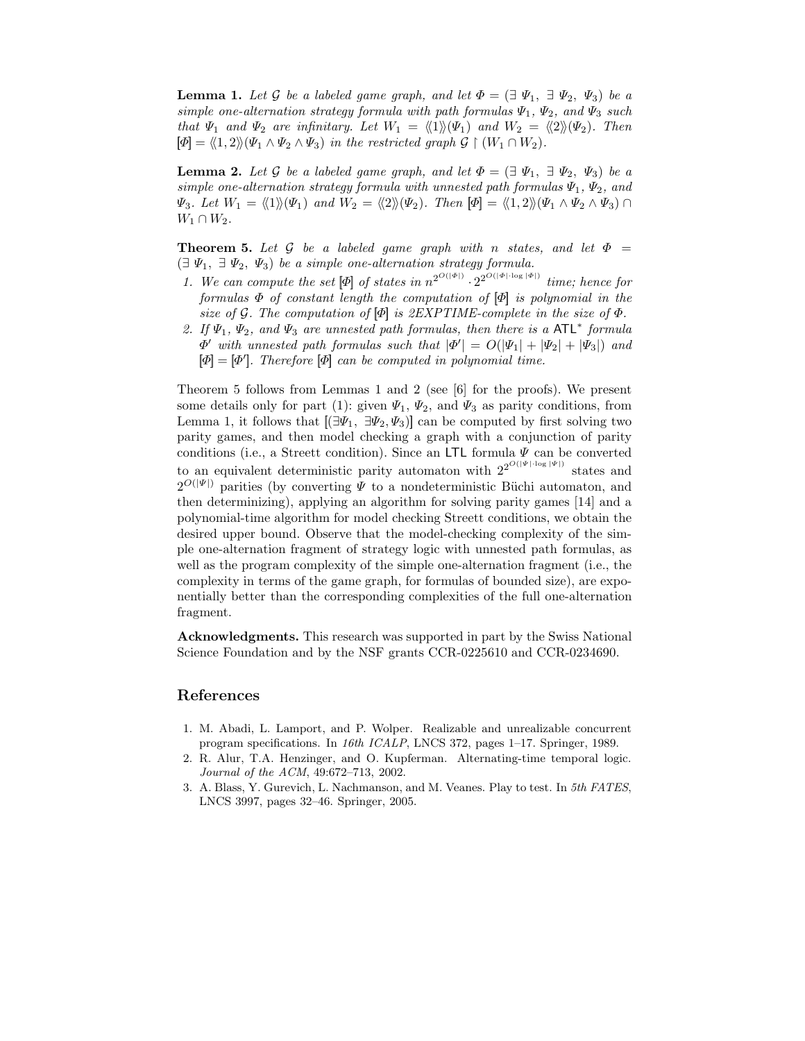**Lemma 1.** *Let $\mathcal{G}$ be a labeled game graph, and let $\Phi = (\exists\ \Psi_1,\ \exists\ \Psi_2,\ \Psi_3)$ be a simple one-alternation strategy formula with path formulas $\Psi_1$, $\Psi_2$, and $\Psi_3$ such that $\Psi_1$ and $\Psi_2$ are infinitary. Let $W_1 = \langle\langle 1 \rangle\rangle(\Psi_1)$ and $W_2 = \langle\langle 2 \rangle\rangle(\Psi_2)$. Then $[\![\Phi]\!] = \langle\langle 1, 2 \rangle\rangle(\Psi_1 \wedge \Psi_2 \wedge \Psi_3)$ in the restricted graph $\mathcal{G} \upharpoonright (W_1 \cap W_2)$.*

**Lemma 2.** *Let $\mathcal{G}$ be a labeled game graph, and let $\Phi = (\exists\ \Psi_1,\ \exists\ \Psi_2,\ \Psi_3)$ be a simple one-alternation strategy formula with unnested path formulas $\Psi_1$, $\Psi_2$, and $\Psi_3$. Let $W_1 = \langle\langle 1 \rangle\rangle(\Psi_1)$ and $W_2 = \langle\langle 2 \rangle\rangle(\Psi_2)$. Then $[\![\Phi]\!] = \langle\langle 1, 2 \rangle\rangle(\Psi_1 \wedge \Psi_2 \wedge \Psi_3) \cap W_1 \cap W_2$.*

**Theorem 5.** *Let $\mathcal{G}$ be a labeled game graph with $n$ states, and let $\Phi = (\exists\ \Psi_1,\ \exists\ \Psi_2,\ \Psi_3)$ be a simple one-alternation strategy formula.*

1. *We can compute the set $[\![\Phi]\!]$ of states in $n^{2^{O(|\Phi|)}} \cdot 2^{2^{O(|\Phi| \cdot \log |\Phi|)}}$ time; hence for formulas $\Phi$ of constant length the computation of $[\![\Phi]\!]$ is polynomial in the size of $\mathcal{G}$. The computation of $[\![\Phi]\!]$ is 2EXPTIME-complete in the size of $\Phi$.*
2. *If $\Psi_1$, $\Psi_2$, and $\Psi_3$ are unnested path formulas, then there is a $\mathsf{ATL}^*$ formula $\Phi'$ with unnested path formulas such that $|\Phi'| = O(|\Psi_1| + |\Psi_2| + |\Psi_3|)$ and $[\![\Phi]\!] = [\![\Phi']\!]$. Therefore $[\![\Phi]\!]$ can be computed in polynomial time.*

Theorem 5 follows from Lemmas 1 and 2 (see [6] for the proofs). We present some details only for part (1): given $\Psi_1$, $\Psi_2$, and $\Psi_3$ as parity conditions, from Lemma 1, it follows that $[\![(\exists \Psi_1,\ \exists \Psi_2, \Psi_3)]\!]$ can be computed by first solving two parity games, and then model checking a graph with a conjunction of parity conditions (i.e., a Streett condition). Since an $\mathsf{LTL}$ formula $\Psi$ can be converted to an equivalent deterministic parity automaton with $2^{2^{O(|\Psi| \cdot \log |\Psi|)}}$ states and $2^{O(|\Psi|)}$ parities (by converting $\Psi$ to a nondeterministic Büchi automaton, and then determinizing), applying an algorithm for solving parity games [14] and a polynomial-time algorithm for model checking Streett conditions, we obtain the desired upper bound. Observe that the model-checking complexity of the simple one-alternation fragment of strategy logic with unnested path formulas, as well as the program complexity of the simple one-alternation fragment (i.e., the complexity in terms of the game graph, for formulas of bounded size), are exponentially better than the corresponding complexities of the full one-alternation fragment.

**Acknowledgments.** This research was supported in part by the Swiss National Science Foundation and by the NSF grants CCR-0225610 and CCR-0234690.

## References

1. M. Abadi, L. Lamport, and P. Wolper. Realizable and unrealizable concurrent program specifications. In *16th ICALP*, LNCS 372, pages 1–17. Springer, 1989.
2. R. Alur, T.A. Henzinger, and O. Kupferman. Alternating-time temporal logic. *Journal of the ACM*, 49:672–713, 2002.
3. A. Blass, Y. Gurevich, L. Nachmanson, and M. Veanes. Play to test. In *5th FATES*, LNCS 3997, pages 32–46. Springer, 2005.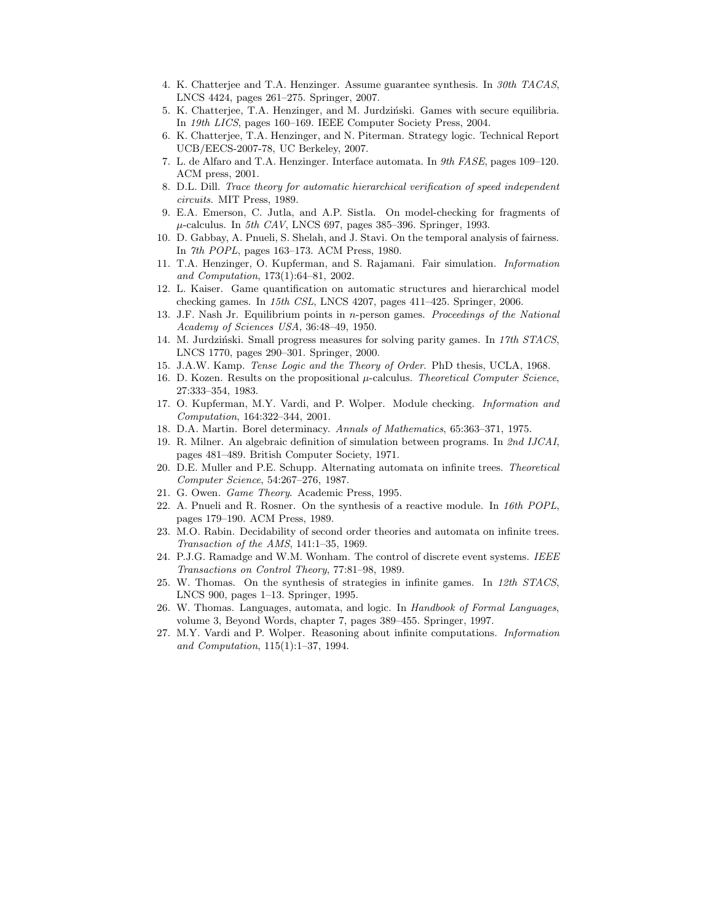4. K. Chatterjee and T.A. Henzinger. Assume guarantee synthesis. In *30th TACAS*, LNCS 4424, pages 261–275. Springer, 2007.
5. K. Chatterjee, T.A. Henzinger, and M. Jurdziński. Games with secure equilibria. In *19th LICS*, pages 160–169. IEEE Computer Society Press, 2004.
6. K. Chatterjee, T.A. Henzinger, and N. Piterman. Strategy logic. Technical Report UCB/EECS-2007-78, UC Berkeley, 2007.
7. L. de Alfaro and T.A. Henzinger. Interface automata. In *9th FASE*, pages 109–120. ACM press, 2001.
8. D.L. Dill. *Trace theory for automatic hierarchical verification of speed independent circuits*. MIT Press, 1989.
9. E.A. Emerson, C. Jutla, and A.P. Sistla. On model-checking for fragments of $\mu$-calculus. In *5th CAV*, LNCS 697, pages 385–396. Springer, 1993.
10. D. Gabbay, A. Pnueli, S. Shelah, and J. Stavi. On the temporal analysis of fairness. In *7th POPL*, pages 163–173. ACM Press, 1980.
11. T.A. Henzinger, O. Kupferman, and S. Rajamani. Fair simulation. *Information and Computation*, 173(1):64–81, 2002.
12. L. Kaiser. Game quantification on automatic structures and hierarchical model checking games. In *15th CSL*, LNCS 4207, pages 411–425. Springer, 2006.
13. J.F. Nash Jr. Equilibrium points in $n$-person games. *Proceedings of the National Academy of Sciences USA*, 36:48–49, 1950.
14. M. Jurdziński. Small progress measures for solving parity games. In *17th STACS*, LNCS 1770, pages 290–301. Springer, 2000.
15. J.A.W. Kamp. *Tense Logic and the Theory of Order*. PhD thesis, UCLA, 1968.
16. D. Kozen. Results on the propositional $\mu$-calculus. *Theoretical Computer Science*, 27:333–354, 1983.
17. O. Kupferman, M.Y. Vardi, and P. Wolper. Module checking. *Information and Computation*, 164:322–344, 2001.
18. D.A. Martin. Borel determinacy. *Annals of Mathematics*, 65:363–371, 1975.
19. R. Milner. An algebraic definition of simulation between programs. In *2nd IJCAI*, pages 481–489. British Computer Society, 1971.
20. D.E. Muller and P.E. Schupp. Alternating automata on infinite trees. *Theoretical Computer Science*, 54:267–276, 1987.
21. G. Owen. *Game Theory*. Academic Press, 1995.
22. A. Pnueli and R. Rosner. On the synthesis of a reactive module. In *16th POPL*, pages 179–190. ACM Press, 1989.
23. M.O. Rabin. Decidability of second order theories and automata on infinite trees. *Transaction of the AMS*, 141:1–35, 1969.
24. P.J.G. Ramadge and W.M. Wonham. The control of discrete event systems. *IEEE Transactions on Control Theory*, 77:81–98, 1989.
25. W. Thomas. On the synthesis of strategies in infinite games. In *12th STACS*, LNCS 900, pages 1–13. Springer, 1995.
26. W. Thomas. Languages, automata, and logic. In *Handbook of Formal Languages*, volume 3, Beyond Words, chapter 7, pages 389–455. Springer, 1997.
27. M.Y. Vardi and P. Wolper. Reasoning about infinite computations. *Information and Computation*, 115(1):1–37, 1994.